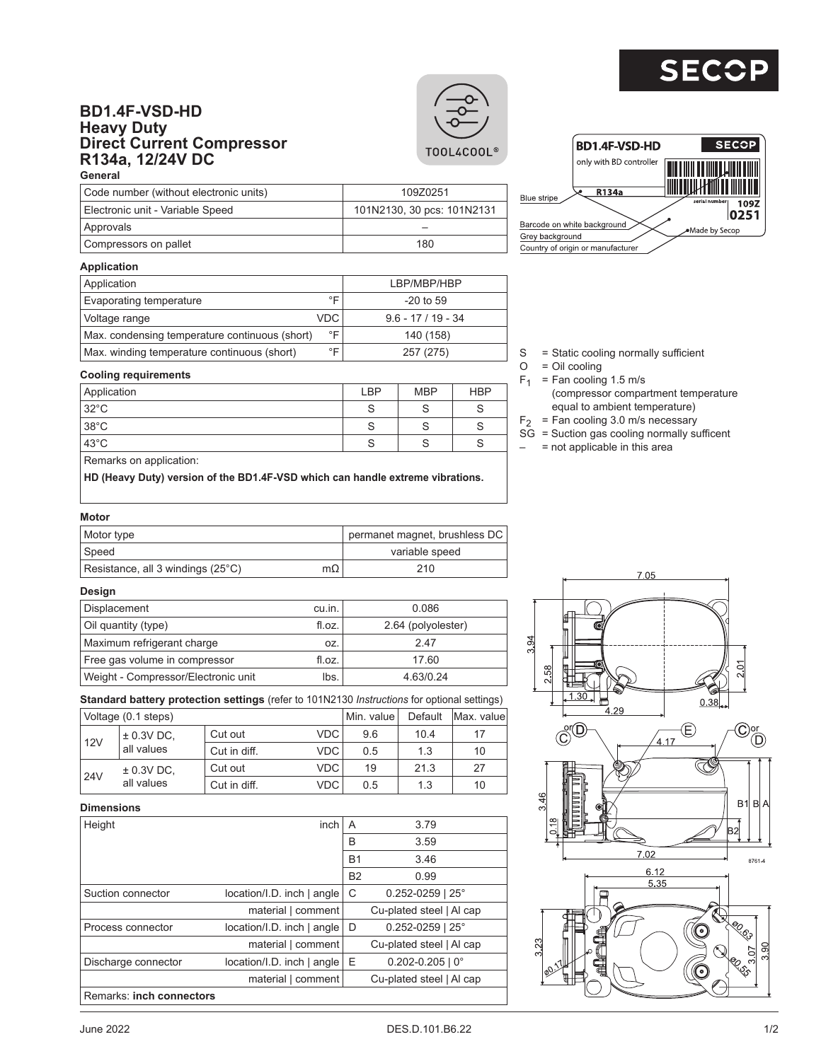# BD1.4F-VSD-HD
# Heavy Duty
# Direct Current Compressor
# R134a, 12/24V DC

TOOL4COOL®

### General

| | |
|---|---|
| Code number (without electronic units) | 109Z0251 |
| Electronic unit - Variable Speed | 101N2130, 30 pcs: 101N2131 |
| Approvals | – |
| Compressors on pallet | 180 |

### Application

| | | |
|---|---|---|
| Application | | LBP/MBP/HBP |
| Evaporating temperature | °F | -20 to 59 |
| Voltage range | VDC | 9.6 - 17 / 19 - 34 |
| Max. condensing temperature continuous (short) | °F | 140 (158) |
| Max. winding temperature continuous (short) | °F | 257 (275) |

### Cooling requirements

| Application | LBP | MBP | HBP |
|---|---|---|---|
| 32°C | S | S | S |
| 38°C | S | S | S |
| 43°C | S | S | S |

Remarks on application:

**HD (Heavy Duty) version of the BD1.4F-VSD which can handle extreme vibrations.**

S = Static cooling normally sufficient
O = Oil cooling
$F_1$ = Fan cooling 1.5 m/s (compressor compartment temperature equal to ambient temperature)
$F_2$ = Fan cooling 3.0 m/s necessary
SG = Suction gas cooling normally sufficent
– = not applicable in this area

Label: BD1.4F-VSD-HD, SECOP, only with BD controller, R134a, serial number, 109Z 0251. Blue stripe; Barcode on white background; Grey background; Country of origin or manufacturer; Made by Secop

### Motor

| | | |
|---|---|---|
| Motor type | | permanet magnet, brushless DC |
| Speed | | variable speed |
| Resistance, all 3 windings (25°C) | mΩ | 210 |

### Design

| | | |
|---|---|---|
| Displacement | cu.in. | 0.086 |
| Oil quantity (type) | fl.oz. | 2.64 (polyolester) |
| Maximum refrigerant charge | oz. | 2.47 |
| Free gas volume in compressor | fl.oz. | 17.60 |
| Weight - Compressor/Electronic unit | lbs. | 4.63/0.24 |

### Standard battery protection settings (refer to 101N2130 *Instructions* for optional settings)

| Voltage (0.1 steps) | | | | Min. value | Default | Max. value |
|---|---|---|---|---|---|---|
| 12V | ± 0.3V DC, all values | Cut out | VDC | 9.6 | 10.4 | 17 |
| | | Cut in diff. | VDC | 0.5 | 1.3 | 10 |
| 24V | ± 0.3V DC, all values | Cut out | VDC | 19 | 21.3 | 27 |
| | | Cut in diff. | VDC | 0.5 | 1.3 | 10 |

### Dimensions

| | | | |
|---|---|---|---|
| Height | inch | A | 3.79 |
| | | B | 3.59 |
| | | B1 | 3.46 |
| | | B2 | 0.99 |
| Suction connector | location/I.D. inch \| angle | C | 0.252-0259 \| 25° |
| | material \| comment | | Cu-plated steel \| Al cap |
| Process connector | location/I.D. inch \| angle | D | 0.252-0259 \| 25° |
| | material \| comment | | Cu-plated steel \| Al cap |
| Discharge connector | location/I.D. inch \| angle | E | 0.202-0.205 \| 0° |
| | material \| comment | | Cu-plated steel \| Al cap |
| Remarks: **inch connectors** | | | |

June 2022 DES.D.101.B6.22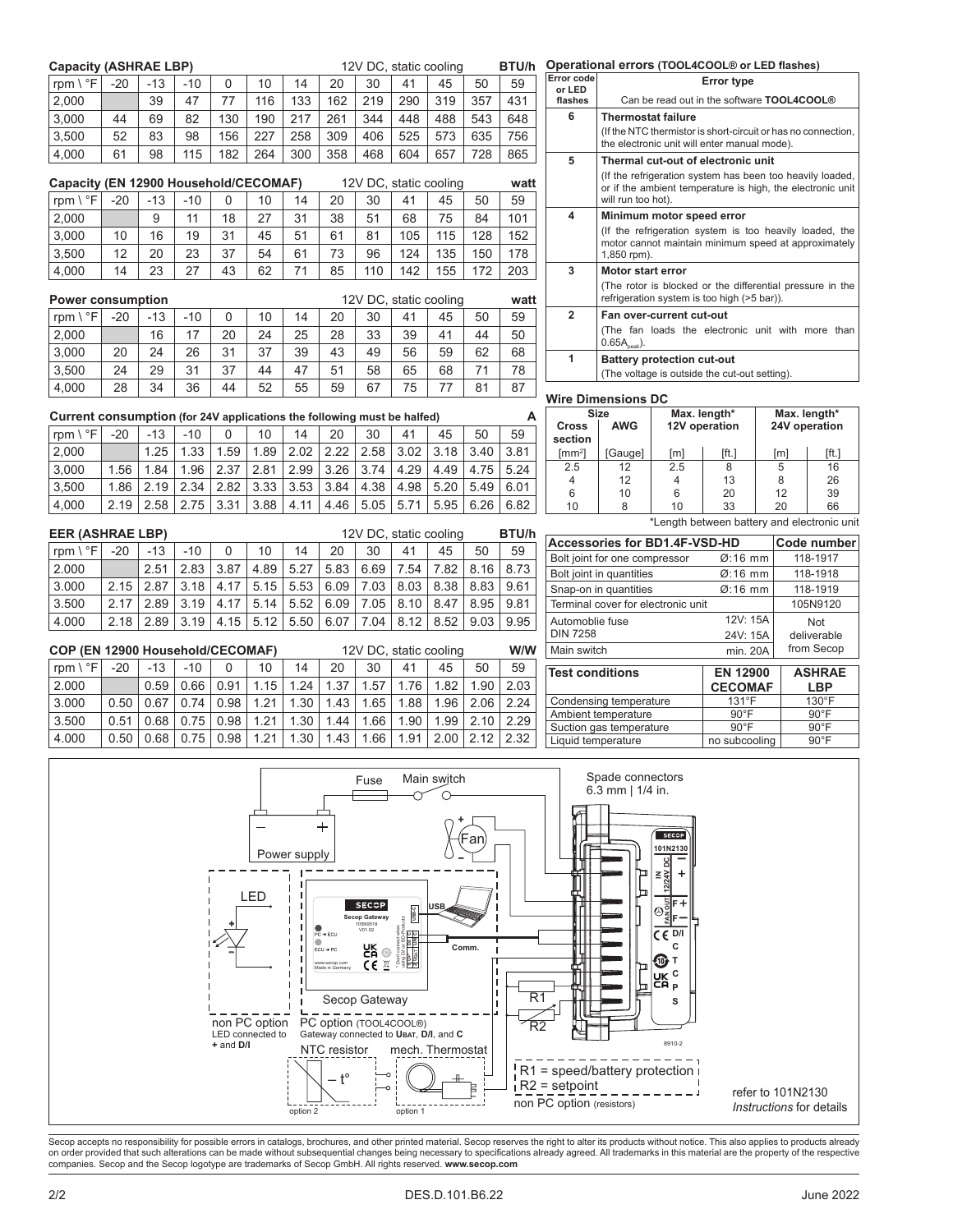## Capacity (ASHRAE LBP) — 12V DC, static cooling — BTU/h

| rpm \ °F | -20 | -13 | -10 | 0 | 10 | 14 | 20 | 30 | 41 | 45 | 50 | 59 |
|---|---|---|---|---|---|---|---|---|---|---|---|---|
| 2,000 | | 39 | 47 | 77 | 116 | 133 | 162 | 219 | 290 | 319 | 357 | 431 |
| 3,000 | 44 | 69 | 82 | 130 | 190 | 217 | 261 | 344 | 448 | 488 | 543 | 648 |
| 3,500 | 52 | 83 | 98 | 156 | 227 | 258 | 309 | 406 | 525 | 573 | 635 | 756 |
| 4,000 | 61 | 98 | 115 | 182 | 264 | 300 | 358 | 468 | 604 | 657 | 728 | 865 |

## Capacity (EN 12900 Household/CECOMAF) — 12V DC, static cooling — watt

| rpm \ °F | -20 | -13 | -10 | 0 | 10 | 14 | 20 | 30 | 41 | 45 | 50 | 59 |
|---|---|---|---|---|---|---|---|---|---|---|---|---|
| 2,000 | | 9 | 11 | 18 | 27 | 31 | 38 | 51 | 68 | 75 | 84 | 101 |
| 3,000 | 10 | 16 | 19 | 31 | 45 | 51 | 61 | 81 | 105 | 115 | 128 | 152 |
| 3,500 | 12 | 20 | 23 | 37 | 54 | 61 | 73 | 96 | 124 | 135 | 150 | 178 |
| 4,000 | 14 | 23 | 27 | 43 | 62 | 71 | 85 | 110 | 142 | 155 | 172 | 203 |

## Power consumption — 12V DC, static cooling — watt

| rpm \ °F | -20 | -13 | -10 | 0 | 10 | 14 | 20 | 30 | 41 | 45 | 50 | 59 |
|---|---|---|---|---|---|---|---|---|---|---|---|---|
| 2,000 | | 16 | 17 | 20 | 24 | 25 | 28 | 33 | 39 | 41 | 44 | 50 |
| 3,000 | 20 | 24 | 26 | 31 | 37 | 39 | 43 | 49 | 56 | 59 | 62 | 68 |
| 3,500 | 24 | 29 | 31 | 37 | 44 | 47 | 51 | 58 | 65 | 68 | 71 | 78 |
| 4,000 | 28 | 34 | 36 | 44 | 52 | 55 | 59 | 67 | 75 | 77 | 81 | 87 |

## Current consumption (for 24V applications the following must be halfed) — A

| rpm \ °F | -20 | -13 | -10 | 0 | 10 | 14 | 20 | 30 | 41 | 45 | 50 | 59 |
|---|---|---|---|---|---|---|---|---|---|---|---|---|
| 2,000 | | 1.25 | 1.33 | 1.59 | 1.89 | 2.02 | 2.22 | 2.58 | 3.02 | 3.18 | 3.40 | 3.81 |
| 3,000 | 1.56 | 1.84 | 1.96 | 2.37 | 2.81 | 2.99 | 3.26 | 3.74 | 4.29 | 4.49 | 4.75 | 5.24 |
| 3,500 | 1.86 | 2.19 | 2.34 | 2.82 | 3.33 | 3.53 | 3.84 | 4.38 | 4.98 | 5.20 | 5.49 | 6.01 |
| 4,000 | 2.19 | 2.58 | 2.75 | 3.31 | 3.88 | 4.11 | 4.46 | 5.05 | 5.71 | 5.95 | 6.26 | 6.82 |

## EER (ASHRAE LBP) — 12V DC, static cooling — BTU/h

| rpm \ °F | -20 | -13 | -10 | 0 | 10 | 14 | 20 | 30 | 41 | 45 | 50 | 59 |
|---|---|---|---|---|---|---|---|---|---|---|---|---|
| 2.000 | | 2.51 | 2.83 | 3.87 | 4.89 | 5.27 | 5.83 | 6.69 | 7.54 | 7.82 | 8.16 | 8.73 |
| 3.000 | 2.15 | 2.87 | 3.18 | 4.17 | 5.15 | 5.53 | 6.09 | 7.03 | 8.03 | 8.38 | 8.83 | 9.61 |
| 3.500 | 2.17 | 2.89 | 3.19 | 4.17 | 5.14 | 5.52 | 6.09 | 7.05 | 8.10 | 8.47 | 8.95 | 9.81 |
| 4.000 | 2.18 | 2.89 | 3.19 | 4.15 | 5.12 | 5.50 | 6.07 | 7.04 | 8.12 | 8.52 | 9.03 | 9.95 |

## COP (EN 12900 Household/CECOMAF) — 12V DC, static cooling — W/W

| rpm \ °F | -20 | -13 | -10 | 0 | 10 | 14 | 20 | 30 | 41 | 45 | 50 | 59 |
|---|---|---|---|---|---|---|---|---|---|---|---|---|
| 2.000 | | 0.59 | 0.66 | 0.91 | 1.15 | 1.24 | 1.37 | 1.57 | 1.76 | 1.82 | 1.90 | 2.03 |
| 3.000 | 0.50 | 0.67 | 0.74 | 0.98 | 1.21 | 1.30 | 1.43 | 1.65 | 1.88 | 1.96 | 2.06 | 2.24 |
| 3.500 | 0.51 | 0.68 | 0.75 | 0.98 | 1.21 | 1.30 | 1.44 | 1.66 | 1.90 | 1.99 | 2.10 | 2.29 |
| 4.000 | 0.50 | 0.68 | 0.75 | 0.98 | 1.21 | 1.30 | 1.43 | 1.66 | 1.91 | 2.00 | 2.12 | 2.32 |

## Operational errors (TOOL4COOL® or LED flashes)

| Error code or LED flashes | Error type<br>Can be read out in the software **TOOL4COOL®** |
|---|---|
| 6 | **Thermostat failure**<br>(If the NTC thermistor is short-circuit or has no connection, the electronic unit will enter manual mode). |
| 5 | **Thermal cut-out of electronic unit**<br>(If the refrigeration system has been too heavily loaded, or if the ambient temperature is high, the electronic unit will run too hot). |
| 4 | **Minimum motor speed error**<br>(If the refrigeration system is too heavily loaded, the motor cannot maintain minimum speed at approximately 1,850 rpm). |
| 3 | **Motor start error**<br>(The rotor is blocked or the differential pressure in the refrigeration system is too high (>5 bar)). |
| 2 | **Fan over-current cut-out**<br>(The fan loads the electronic unit with more than $0.65A_{peak}$). |
| 1 | **Battery protection cut-out**<br>(The voltage is outside the cut-out setting). |

## Wire Dimensions DC

| Size | | Max. length* 12V operation | | Max. length* 24V operation | |
|---|---|---|---|---|---|
| Cross section | AWG | | | | |
| [mm²] | [Gauge] | [m] | [ft.] | [m] | [ft.] |
| 2.5 | 12 | 2.5 | 8 | 5 | 16 |
| 4 | 12 | 4 | 13 | 8 | 26 |
| 6 | 10 | 6 | 20 | 12 | 39 |
| 10 | 8 | 10 | 33 | 20 | 66 |

*Length between battery and electronic unit

| Accessories for BD1.4F-VSD-HD | | Code number |
|---|---|---|
| Bolt joint for one compressor | Ø:16 mm | 118-1917 |
| Bolt joint in quantities | Ø:16 mm | 118-1918 |
| Snap-on in quantities | Ø:16 mm | 118-1919 |
| Terminal cover for electronic unit | | 105N9120 |
| Automoblie fuse DIN 7258 | 12V: 15A<br>24V: 15A | Not deliverable from Secop |
| Main switch | min. 20A | |

| Test conditions | EN 12900 CECOMAF | ASHRAE LBP |
|---|---|---|
| Condensing temperature | 131°F | 130°F |
| Ambient temperature | 90°F | 90°F |
| Suction gas temperature | 90°F | 90°F |
| Liquid temperature | no subcooling | 90°F |

Fuse
Main switch
Power supply
Fan
LED
Secop Gateway
USB
Comm.
Spade connectors 6.3 mm | 1/4 in.
101N2130
R1
R2
non PC option LED connected to **+** and **D/I**
PC option (TOOL4COOL®) Gateway connected to **UBAT**, **D/I**, and **C**
NTC resistor
mech. Thermostat
option 2
option 1
R1 = speed/battery protection
R2 = setpoint
non PC option (resistors)
refer to 101N2130 *Instructions* for details

Secop accepts no responsibility for possible errors in catalogs, brochures, and other printed material. Secop reserves the right to alter its products without notice. This also applies to products already on order provided that such alterations can be made without subsequential changes being necessary to specifications already agreed. All trademarks in this material are the property of the respective companies. Secop and the Secop logotype are trademarks of Secop GmbH. All rights reserved. **www.secop.com**

DES.D.101.B6.22 June 2022